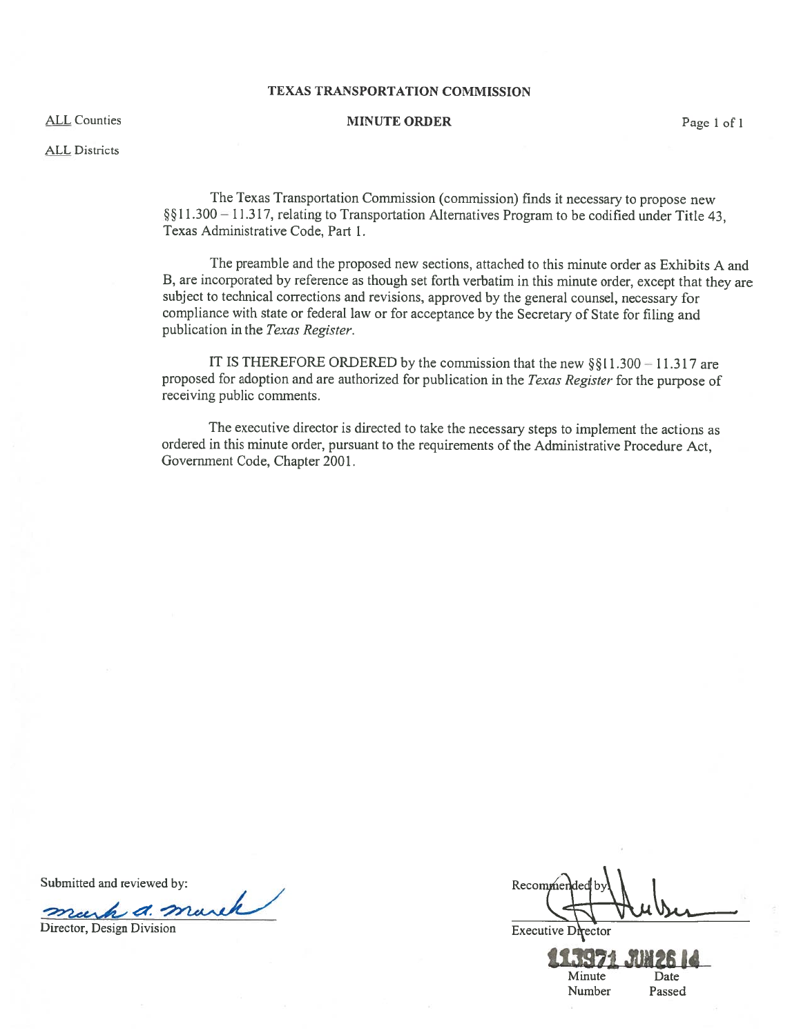**TEXAS TRANSPORTATION COMMISSION**

ALL Counties

**MINUTE ORDER**

ALL Districts

The Texas Transportation Commission (commission) finds it necessary to propose new §§11.300 – 11.317, relating to Transportation Alternatives Program to be codified under Title 43, Texas Administrative Code, Part 1.

The preamble and the proposed new sections, attached to this minute order as Exhibits A and B, are incorporated by reference as though set forth verbatim in this minute order, except that they are subject to technical corrections and revisions, approved by the general counsel, necessary for compliance with state or federal law or for acceptance by the Secretary of State for filing and publication in the *Texas Register*.

IT IS THEREFORE ORDERED by the commission that the new §§11.300 – 11.317 are proposed for adoption and are authorized for publication in the *Texas Register* for the purpose of receiving public comments.

The executive director is directed to take the necessary steps to implement the actions as ordered in this minute order, pursuant to the requirements of the Administrative Procedure Act, Government Code, Chapter 2001.

Submitted and reviewed by:

Director, Design Division

Recommended by:

Executive Director

113971 JUN 26 14

Minute Number | Date Passed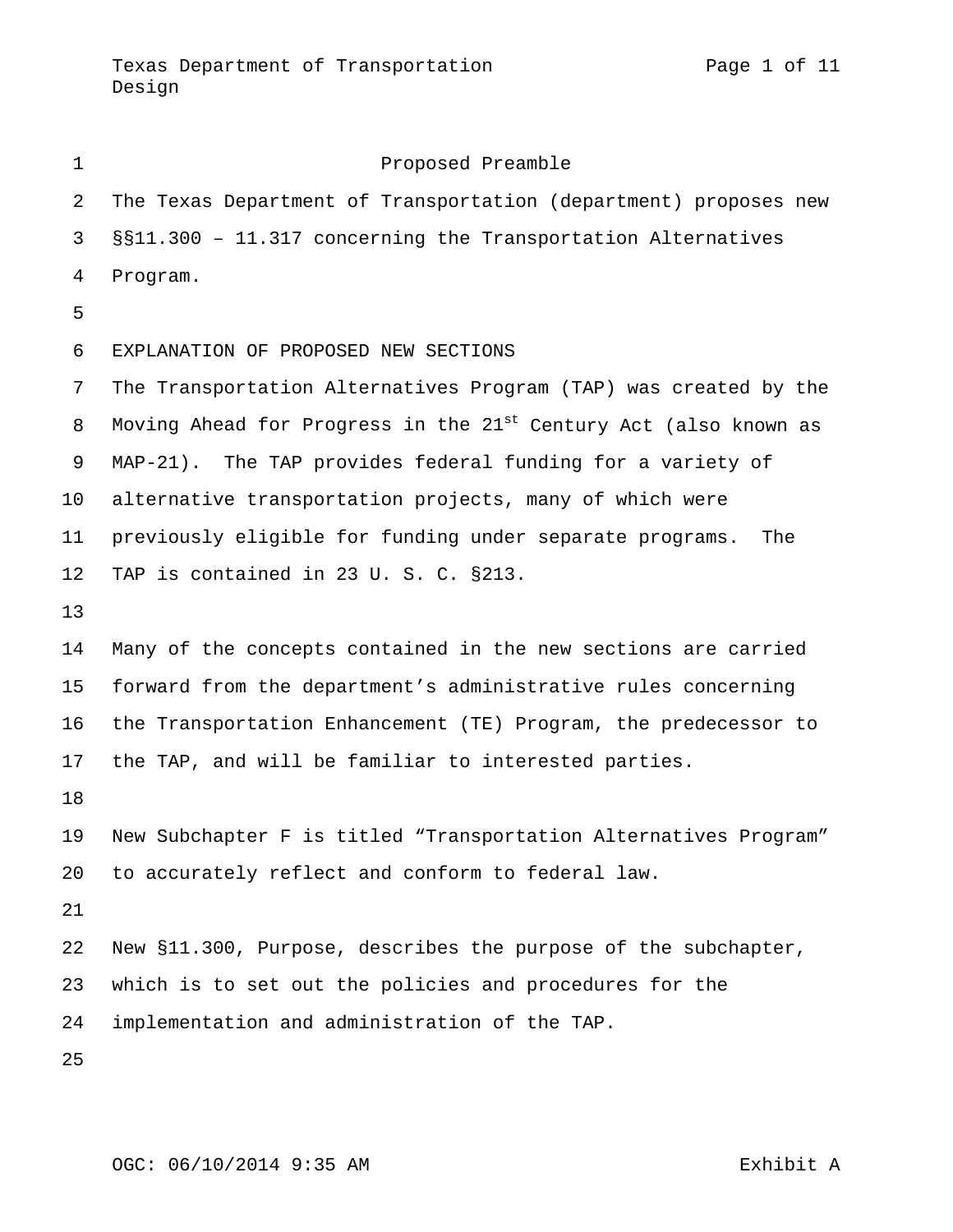# Proposed Preamble

The Texas Department of Transportation (department) proposes new §§11.300 – 11.317 concerning the Transportation Alternatives Program.

## EXPLANATION OF PROPOSED NEW SECTIONS

The Transportation Alternatives Program (TAP) was created by the Moving Ahead for Progress in the 21st Century Act (also known as MAP-21). The TAP provides federal funding for a variety of alternative transportation projects, many of which were previously eligible for funding under separate programs. The TAP is contained in 23 U. S. C. §213.

Many of the concepts contained in the new sections are carried forward from the department's administrative rules concerning the Transportation Enhancement (TE) Program, the predecessor to the TAP, and will be familiar to interested parties.

New Subchapter F is titled "Transportation Alternatives Program" to accurately reflect and conform to federal law.

New §11.300, Purpose, describes the purpose of the subchapter, which is to set out the policies and procedures for the implementation and administration of the TAP.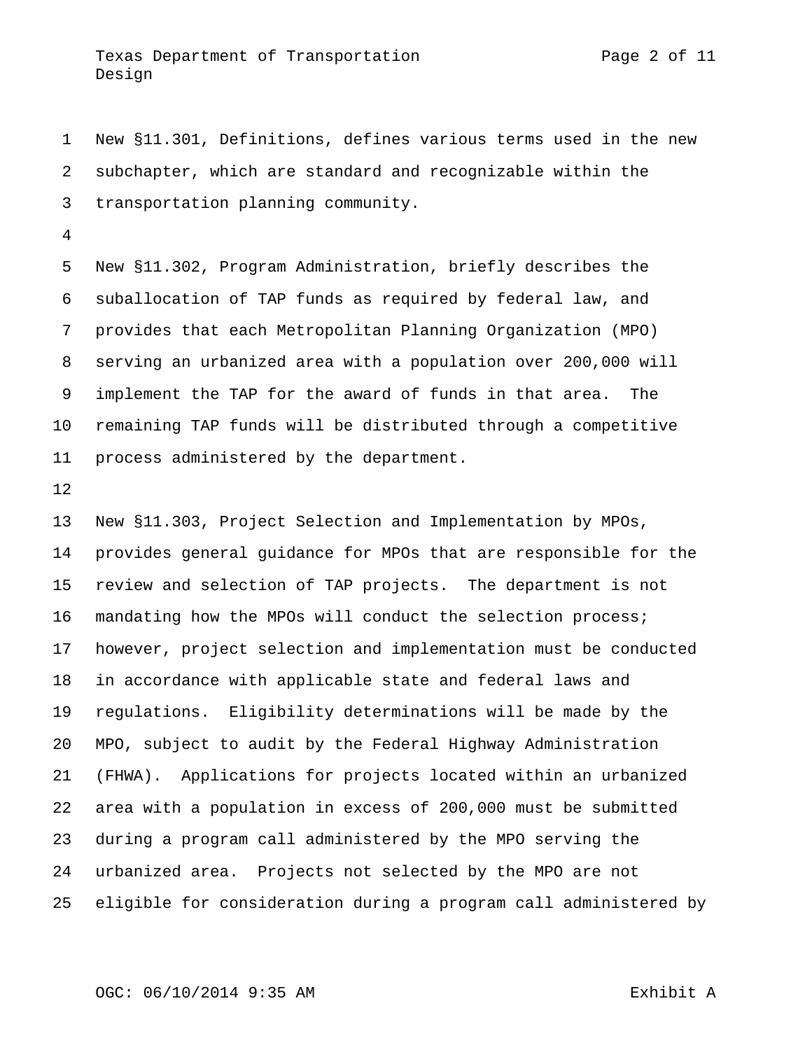New §11.301, Definitions, defines various terms used in the new subchapter, which are standard and recognizable within the transportation planning community.

New §11.302, Program Administration, briefly describes the suballocation of TAP funds as required by federal law, and provides that each Metropolitan Planning Organization (MPO) serving an urbanized area with a population over 200,000 will implement the TAP for the award of funds in that area. The remaining TAP funds will be distributed through a competitive process administered by the department.

New §11.303, Project Selection and Implementation by MPOs, provides general guidance for MPOs that are responsible for the review and selection of TAP projects. The department is not mandating how the MPOs will conduct the selection process; however, project selection and implementation must be conducted in accordance with applicable state and federal laws and regulations. Eligibility determinations will be made by the MPO, subject to audit by the Federal Highway Administration (FHWA). Applications for projects located within an urbanized area with a population in excess of 200,000 must be submitted during a program call administered by the MPO serving the urbanized area. Projects not selected by the MPO are not eligible for consideration during a program call administered by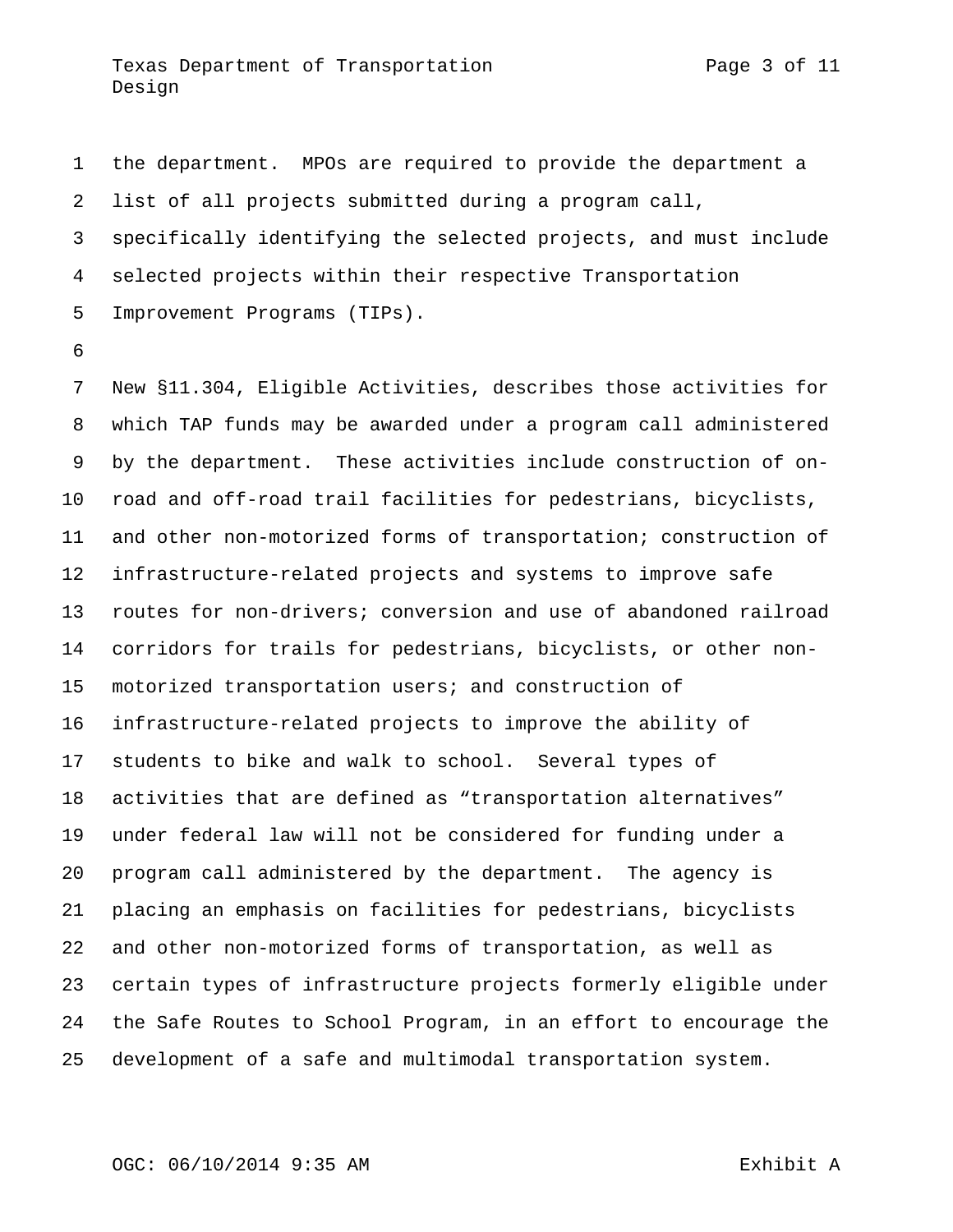the department. MPOs are required to provide the department a list of all projects submitted during a program call, specifically identifying the selected projects, and must include selected projects within their respective Transportation Improvement Programs (TIPs).

New §11.304, Eligible Activities, describes those activities for which TAP funds may be awarded under a program call administered by the department. These activities include construction of on-road and off-road trail facilities for pedestrians, bicyclists, and other non-motorized forms of transportation; construction of infrastructure-related projects and systems to improve safe routes for non-drivers; conversion and use of abandoned railroad corridors for trails for pedestrians, bicyclists, or other non-motorized transportation users; and construction of infrastructure-related projects to improve the ability of students to bike and walk to school. Several types of activities that are defined as "transportation alternatives" under federal law will not be considered for funding under a program call administered by the department. The agency is placing an emphasis on facilities for pedestrians, bicyclists and other non-motorized forms of transportation, as well as certain types of infrastructure projects formerly eligible under the Safe Routes to School Program, in an effort to encourage the development of a safe and multimodal transportation system.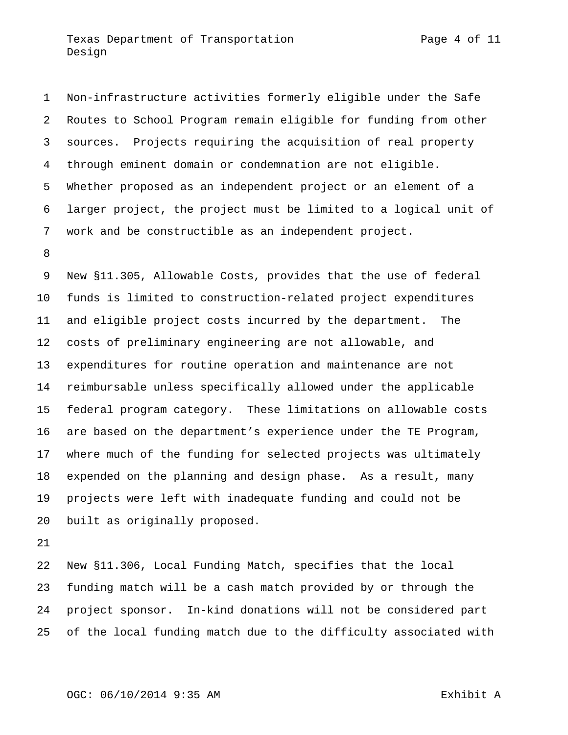Non-infrastructure activities formerly eligible under the Safe Routes to School Program remain eligible for funding from other sources. Projects requiring the acquisition of real property through eminent domain or condemnation are not eligible. Whether proposed as an independent project or an element of a larger project, the project must be limited to a logical unit of work and be constructible as an independent project.

New §11.305, Allowable Costs, provides that the use of federal funds is limited to construction-related project expenditures and eligible project costs incurred by the department. The costs of preliminary engineering are not allowable, and expenditures for routine operation and maintenance are not reimbursable unless specifically allowed under the applicable federal program category. These limitations on allowable costs are based on the department's experience under the TE Program, where much of the funding for selected projects was ultimately expended on the planning and design phase. As a result, many projects were left with inadequate funding and could not be built as originally proposed.

New §11.306, Local Funding Match, specifies that the local funding match will be a cash match provided by or through the project sponsor. In-kind donations will not be considered part of the local funding match due to the difficulty associated with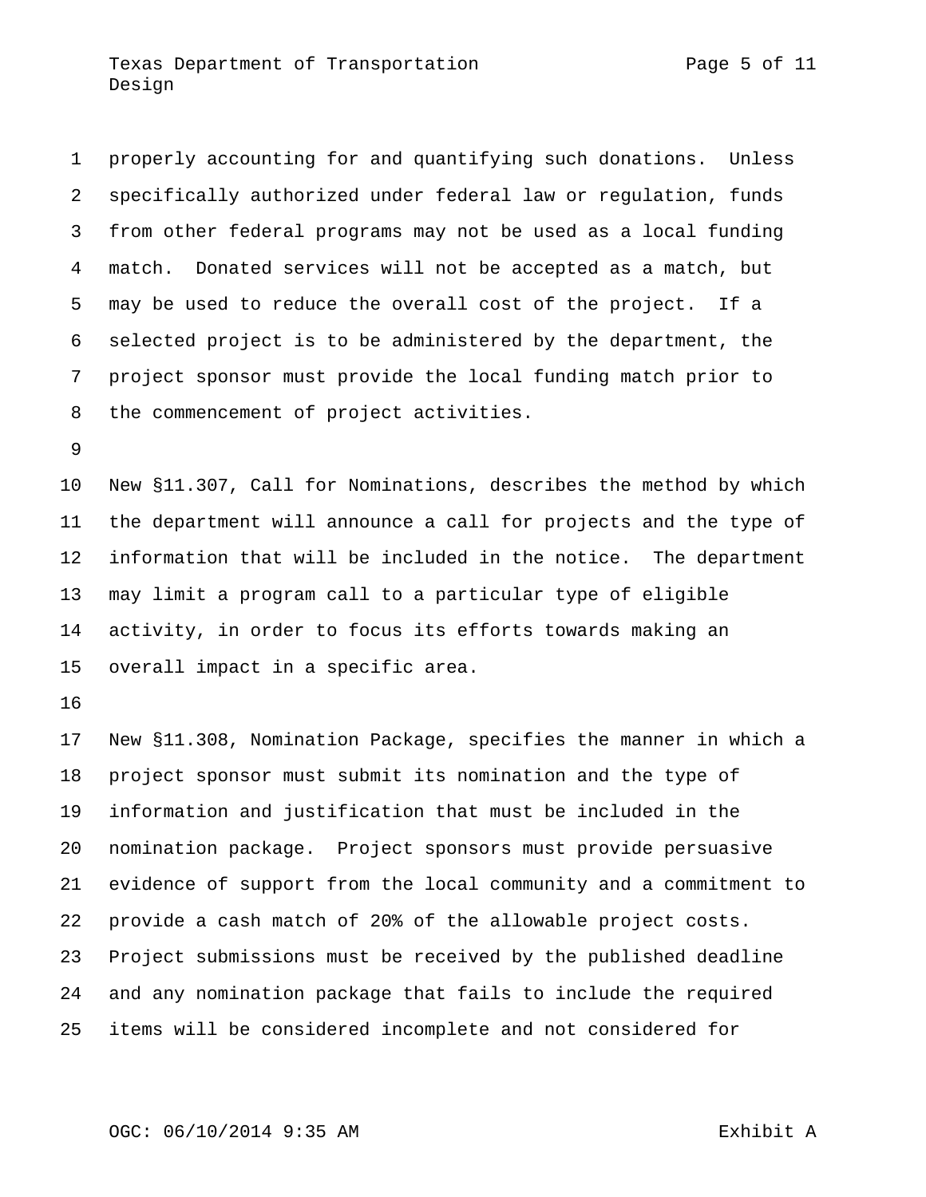properly accounting for and quantifying such donations. Unless specifically authorized under federal law or regulation, funds from other federal programs may not be used as a local funding match. Donated services will not be accepted as a match, but may be used to reduce the overall cost of the project. If a selected project is to be administered by the department, the project sponsor must provide the local funding match prior to the commencement of project activities.

New §11.307, Call for Nominations, describes the method by which the department will announce a call for projects and the type of information that will be included in the notice. The department may limit a program call to a particular type of eligible activity, in order to focus its efforts towards making an overall impact in a specific area.

New §11.308, Nomination Package, specifies the manner in which a project sponsor must submit its nomination and the type of information and justification that must be included in the nomination package. Project sponsors must provide persuasive evidence of support from the local community and a commitment to provide a cash match of 20% of the allowable project costs. Project submissions must be received by the published deadline and any nomination package that fails to include the required items will be considered incomplete and not considered for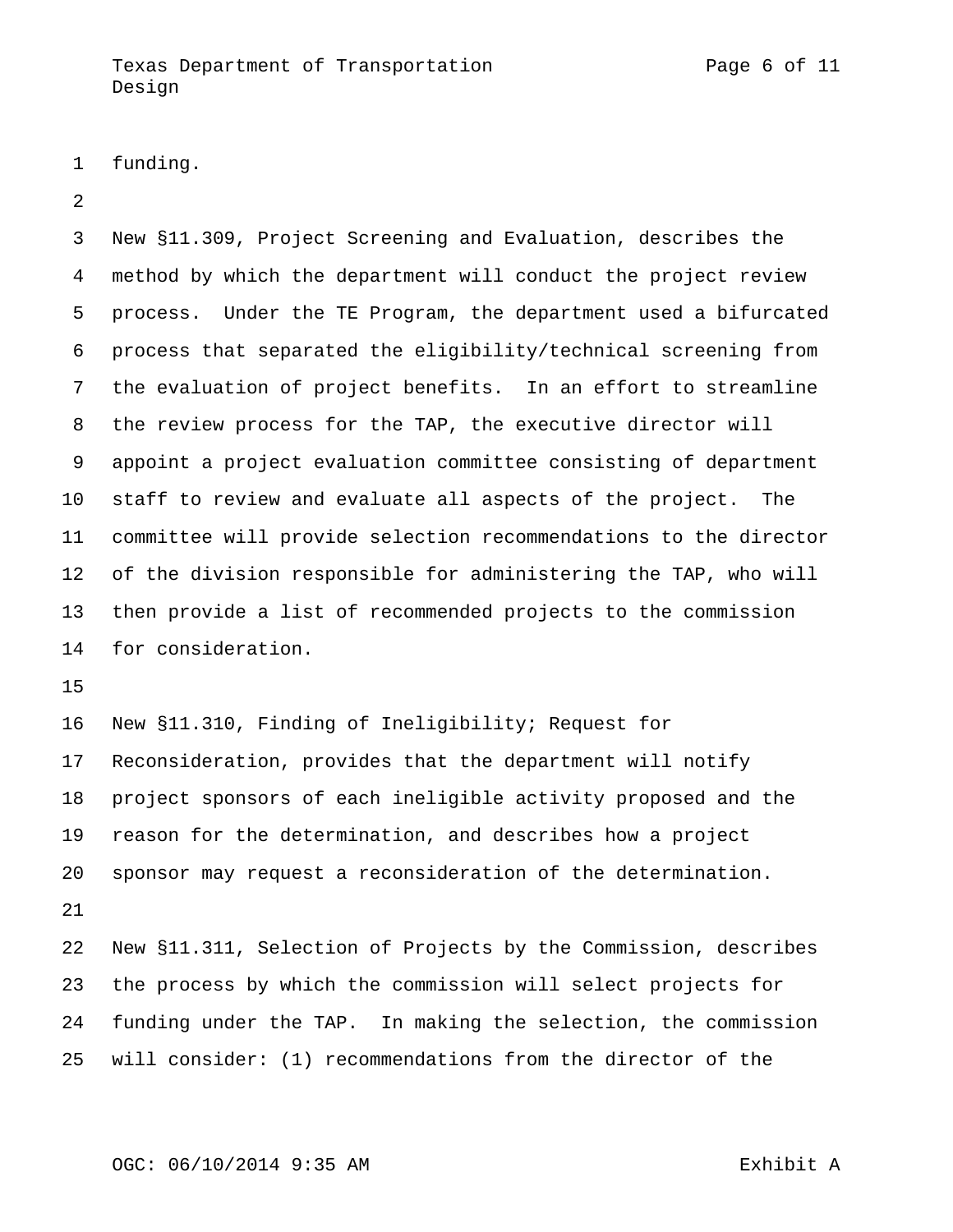funding.

New §11.309, Project Screening and Evaluation, describes the method by which the department will conduct the project review process. Under the TE Program, the department used a bifurcated process that separated the eligibility/technical screening from the evaluation of project benefits. In an effort to streamline the review process for the TAP, the executive director will appoint a project evaluation committee consisting of department staff to review and evaluate all aspects of the project. The committee will provide selection recommendations to the director of the division responsible for administering the TAP, who will then provide a list of recommended projects to the commission for consideration.

New §11.310, Finding of Ineligibility; Request for Reconsideration, provides that the department will notify project sponsors of each ineligible activity proposed and the reason for the determination, and describes how a project sponsor may request a reconsideration of the determination.

New §11.311, Selection of Projects by the Commission, describes the process by which the commission will select projects for funding under the TAP. In making the selection, the commission will consider: (1) recommendations from the director of the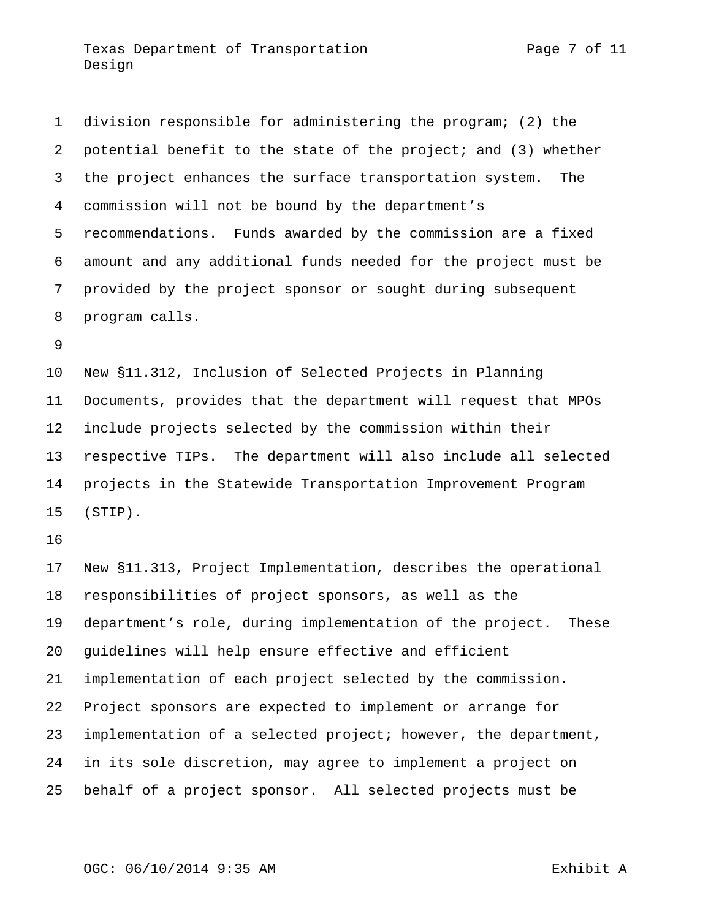division responsible for administering the program; (2) the potential benefit to the state of the project; and (3) whether the project enhances the surface transportation system. The commission will not be bound by the department's recommendations. Funds awarded by the commission are a fixed amount and any additional funds needed for the project must be provided by the project sponsor or sought during subsequent program calls.

New §11.312, Inclusion of Selected Projects in Planning Documents, provides that the department will request that MPOs include projects selected by the commission within their respective TIPs. The department will also include all selected projects in the Statewide Transportation Improvement Program (STIP).

New §11.313, Project Implementation, describes the operational responsibilities of project sponsors, as well as the department's role, during implementation of the project. These guidelines will help ensure effective and efficient implementation of each project selected by the commission. Project sponsors are expected to implement or arrange for implementation of a selected project; however, the department, in its sole discretion, may agree to implement a project on behalf of a project sponsor. All selected projects must be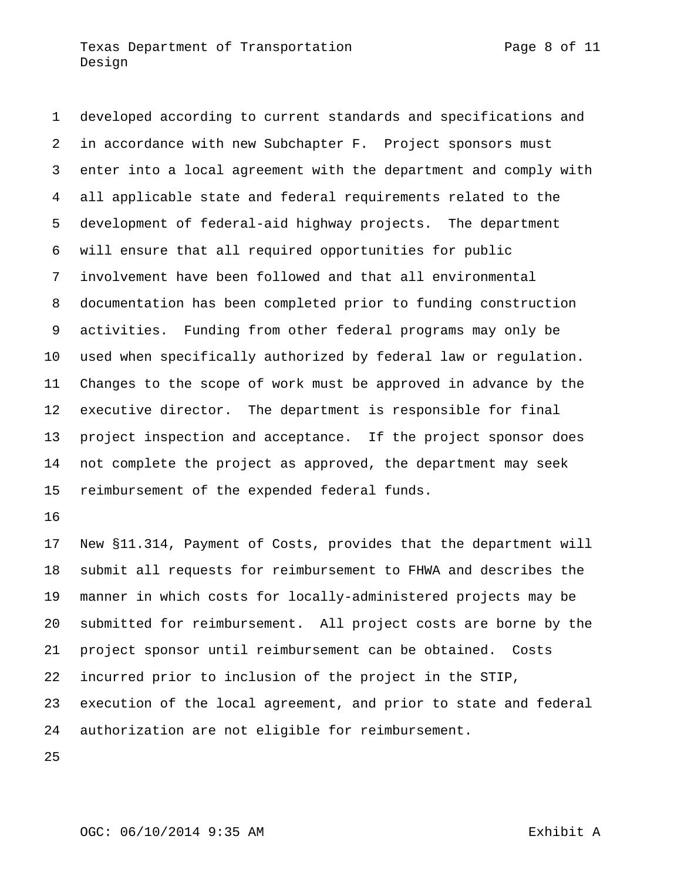developed according to current standards and specifications and in accordance with new Subchapter F. Project sponsors must enter into a local agreement with the department and comply with all applicable state and federal requirements related to the development of federal-aid highway projects. The department will ensure that all required opportunities for public involvement have been followed and that all environmental documentation has been completed prior to funding construction activities. Funding from other federal programs may only be used when specifically authorized by federal law or regulation. Changes to the scope of work must be approved in advance by the executive director. The department is responsible for final project inspection and acceptance. If the project sponsor does not complete the project as approved, the department may seek reimbursement of the expended federal funds.

New §11.314, Payment of Costs, provides that the department will submit all requests for reimbursement to FHWA and describes the manner in which costs for locally-administered projects may be submitted for reimbursement. All project costs are borne by the project sponsor until reimbursement can be obtained. Costs incurred prior to inclusion of the project in the STIP, execution of the local agreement, and prior to state and federal authorization are not eligible for reimbursement.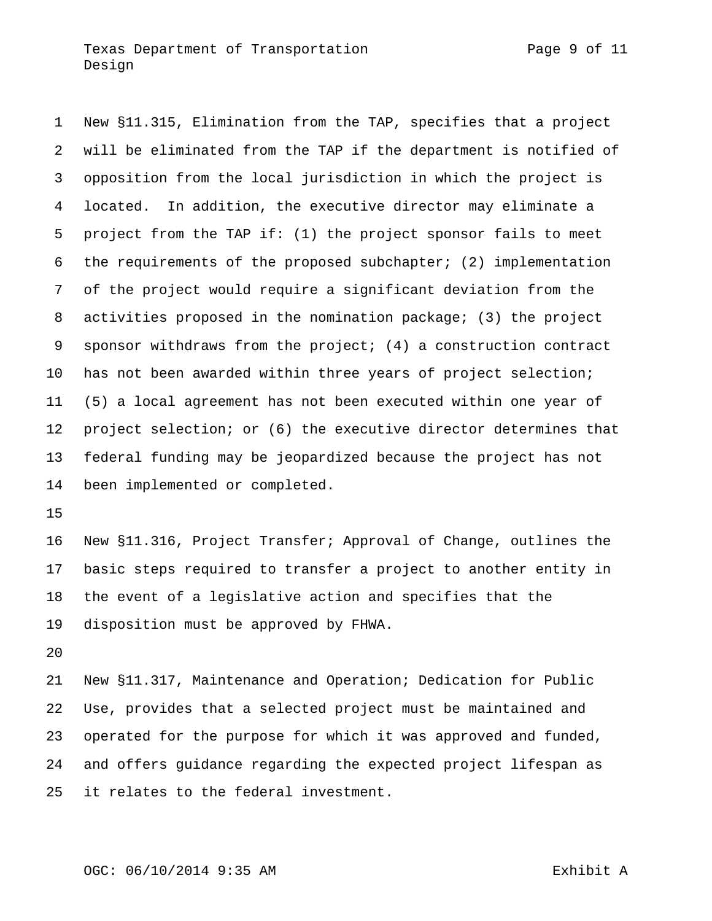New §11.315, Elimination from the TAP, specifies that a project will be eliminated from the TAP if the department is notified of opposition from the local jurisdiction in which the project is located. In addition, the executive director may eliminate a project from the TAP if: (1) the project sponsor fails to meet the requirements of the proposed subchapter; (2) implementation of the project would require a significant deviation from the activities proposed in the nomination package; (3) the project sponsor withdraws from the project; (4) a construction contract has not been awarded within three years of project selection; (5) a local agreement has not been executed within one year of project selection; or (6) the executive director determines that federal funding may be jeopardized because the project has not been implemented or completed.

New §11.316, Project Transfer; Approval of Change, outlines the basic steps required to transfer a project to another entity in the event of a legislative action and specifies that the disposition must be approved by FHWA.

New §11.317, Maintenance and Operation; Dedication for Public Use, provides that a selected project must be maintained and operated for the purpose for which it was approved and funded, and offers guidance regarding the expected project lifespan as it relates to the federal investment.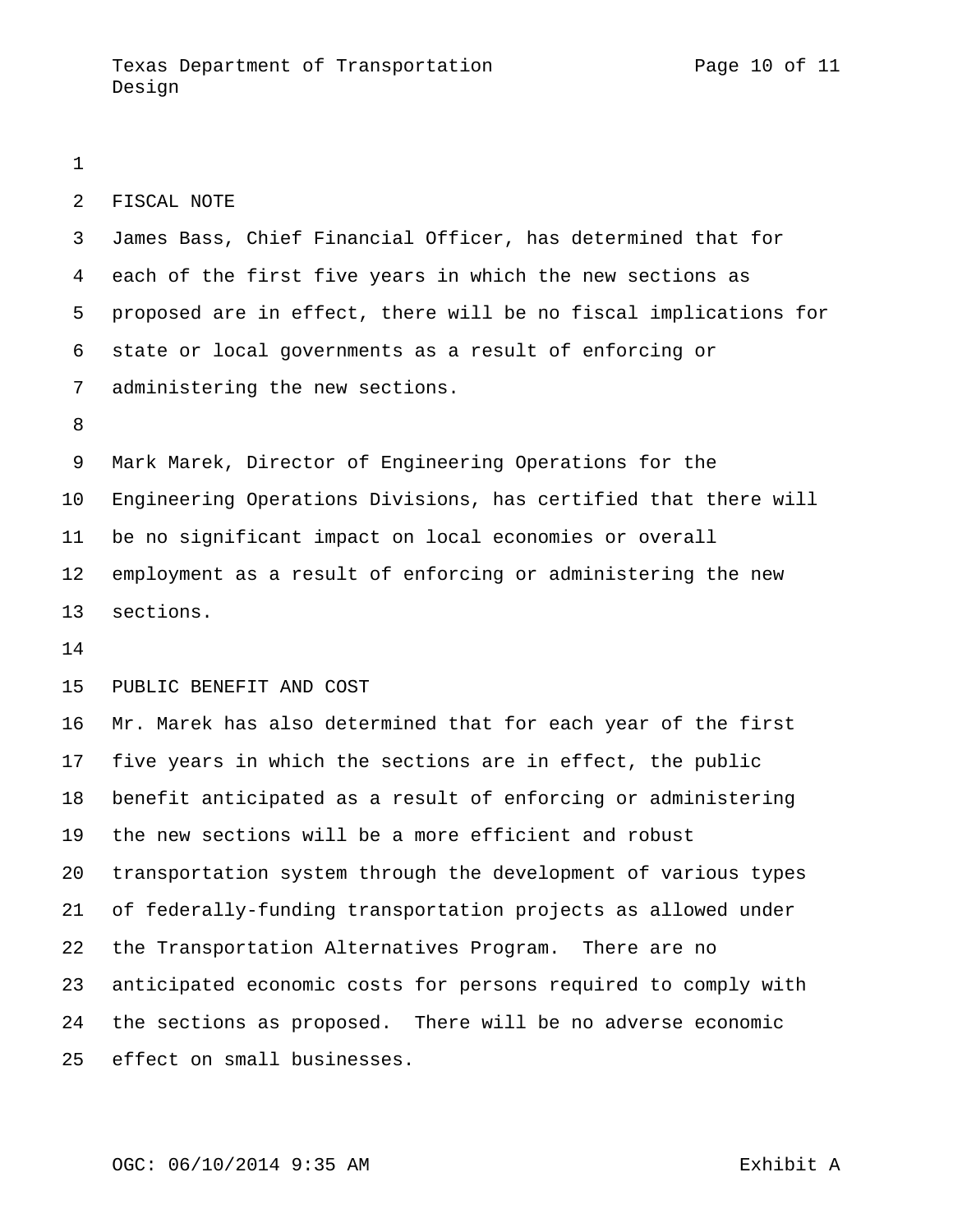## FISCAL NOTE

James Bass, Chief Financial Officer, has determined that for each of the first five years in which the new sections as proposed are in effect, there will be no fiscal implications for state or local governments as a result of enforcing or administering the new sections.

Mark Marek, Director of Engineering Operations for the Engineering Operations Divisions, has certified that there will be no significant impact on local economies or overall employment as a result of enforcing or administering the new sections.

## PUBLIC BENEFIT AND COST

Mr. Marek has also determined that for each year of the first five years in which the sections are in effect, the public benefit anticipated as a result of enforcing or administering the new sections will be a more efficient and robust transportation system through the development of various types of federally-funding transportation projects as allowed under the Transportation Alternatives Program. There are no anticipated economic costs for persons required to comply with the sections as proposed. There will be no adverse economic effect on small businesses.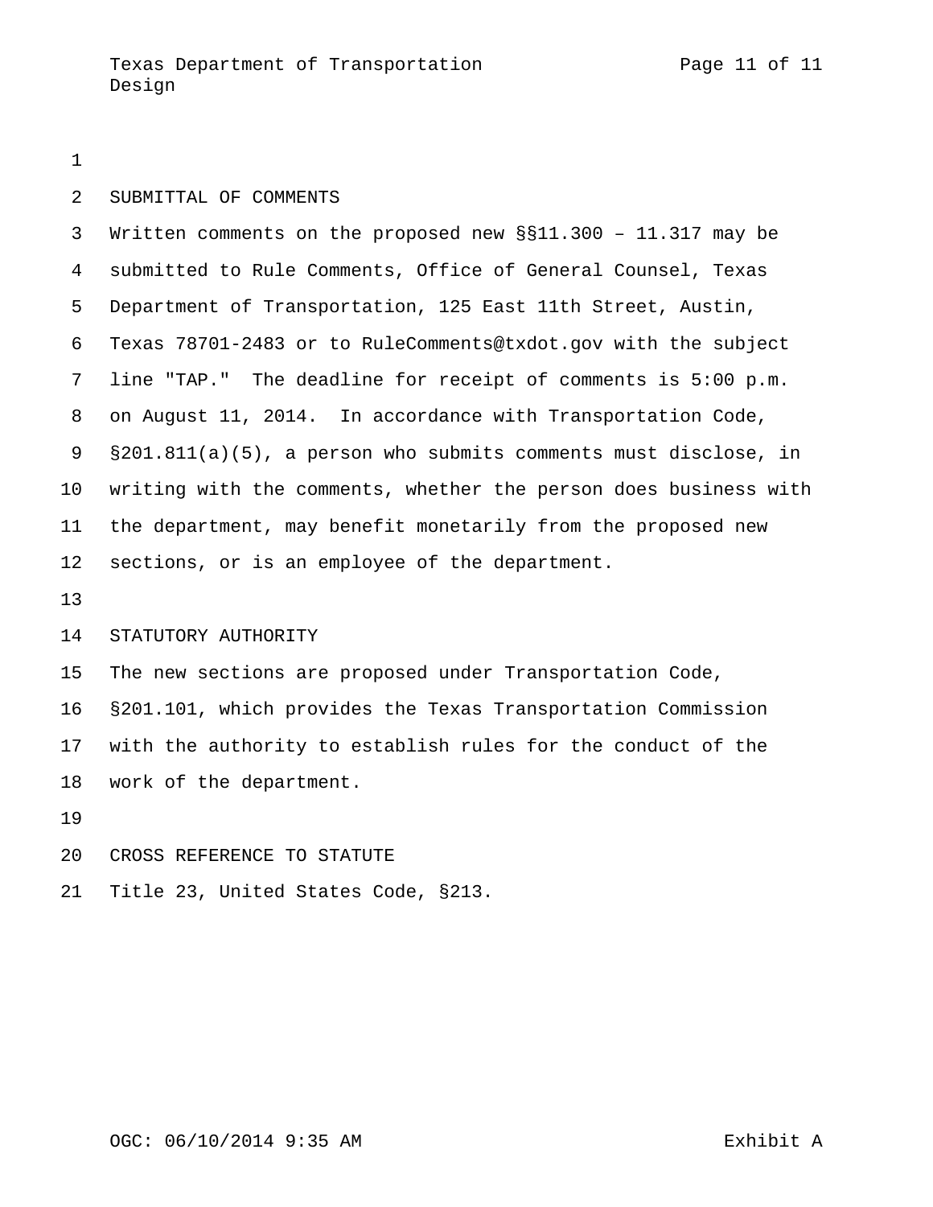## SUBMITTAL OF COMMENTS

Written comments on the proposed new §§11.300 – 11.317 may be submitted to Rule Comments, Office of General Counsel, Texas Department of Transportation, 125 East 11th Street, Austin, Texas 78701-2483 or to RuleComments@txdot.gov with the subject line "TAP." The deadline for receipt of comments is 5:00 p.m. on August 11, 2014. In accordance with Transportation Code, §201.811(a)(5), a person who submits comments must disclose, in writing with the comments, whether the person does business with the department, may benefit monetarily from the proposed new sections, or is an employee of the department.

## STATUTORY AUTHORITY

The new sections are proposed under Transportation Code, §201.101, which provides the Texas Transportation Commission with the authority to establish rules for the conduct of the work of the department.

## CROSS REFERENCE TO STATUTE

Title 23, United States Code, §213.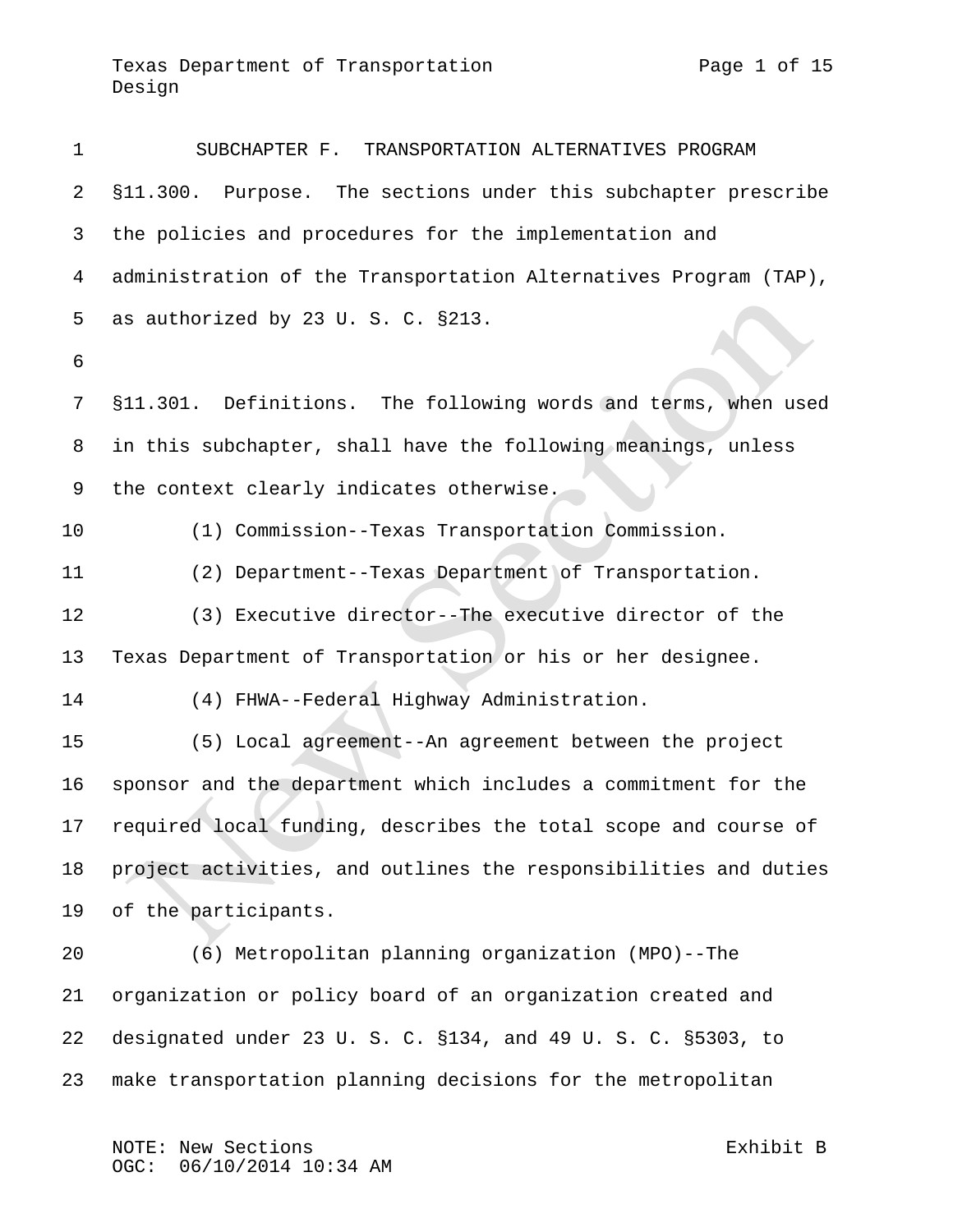SUBCHAPTER F. TRANSPORTATION ALTERNATIVES PROGRAM

§11.300. Purpose. The sections under this subchapter prescribe the policies and procedures for the implementation and administration of the Transportation Alternatives Program (TAP), as authorized by 23 U. S. C. §213.

§11.301. Definitions. The following words and terms, when used in this subchapter, shall have the following meanings, unless the context clearly indicates otherwise.

(1) Commission--Texas Transportation Commission.

(2) Department--Texas Department of Transportation.

(3) Executive director--The executive director of the Texas Department of Transportation or his or her designee.

(4) FHWA--Federal Highway Administration.

(5) Local agreement--An agreement between the project sponsor and the department which includes a commitment for the required local funding, describes the total scope and course of project activities, and outlines the responsibilities and duties of the participants.

(6) Metropolitan planning organization (MPO)--The organization or policy board of an organization created and designated under 23 U. S. C. §134, and 49 U. S. C. §5303, to make transportation planning decisions for the metropolitan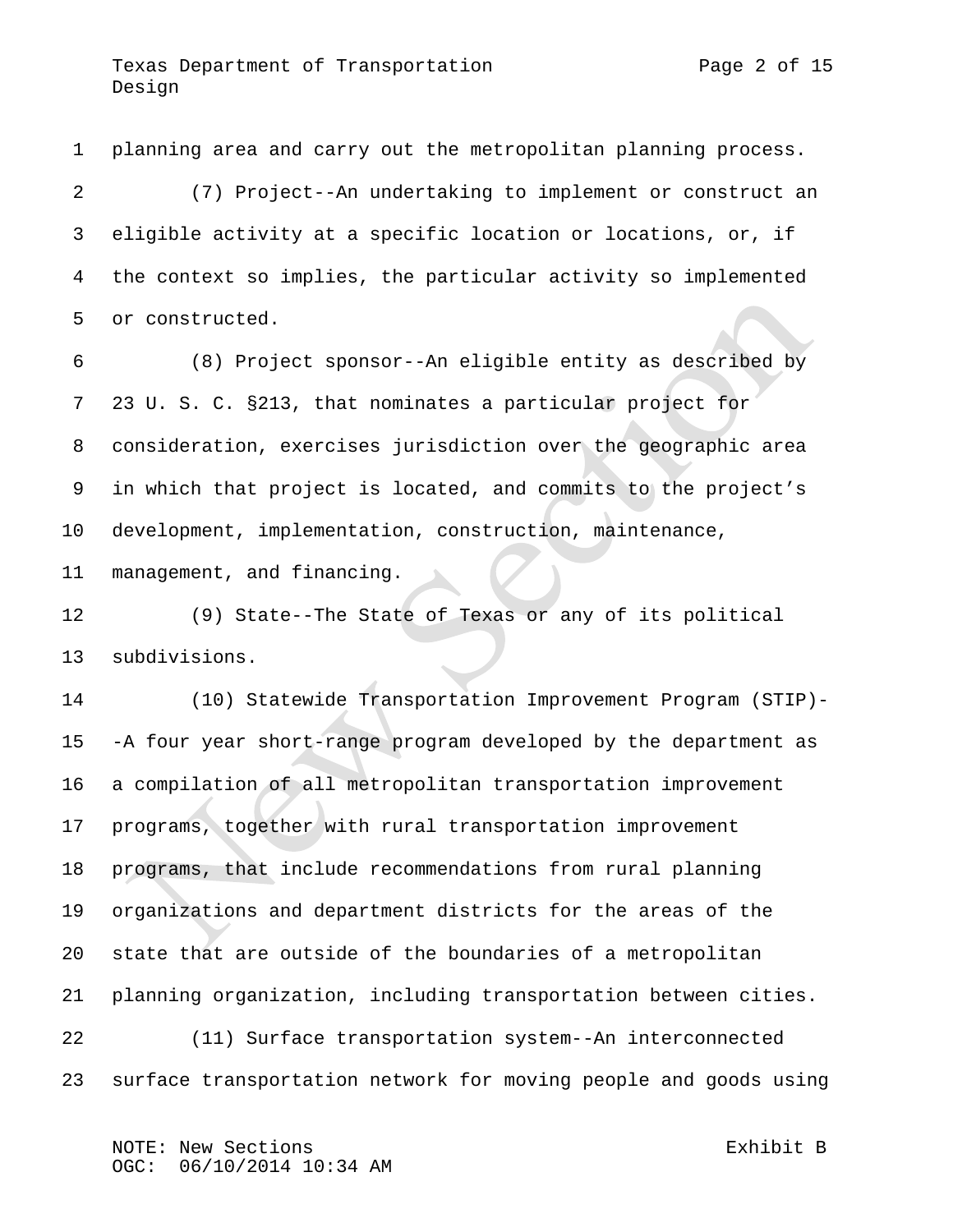planning area and carry out the metropolitan planning process.

(7) Project--An undertaking to implement or construct an eligible activity at a specific location or locations, or, if the context so implies, the particular activity so implemented or constructed.

(8) Project sponsor--An eligible entity as described by 23 U. S. C. §213, that nominates a particular project for consideration, exercises jurisdiction over the geographic area in which that project is located, and commits to the project's development, implementation, construction, maintenance, management, and financing.

(9) State--The State of Texas or any of its political subdivisions.

(10) Statewide Transportation Improvement Program (STIP)--A four year short-range program developed by the department as a compilation of all metropolitan transportation improvement programs, together with rural transportation improvement programs, that include recommendations from rural planning organizations and department districts for the areas of the state that are outside of the boundaries of a metropolitan planning organization, including transportation between cities.

(11) Surface transportation system--An interconnected surface transportation network for moving people and goods using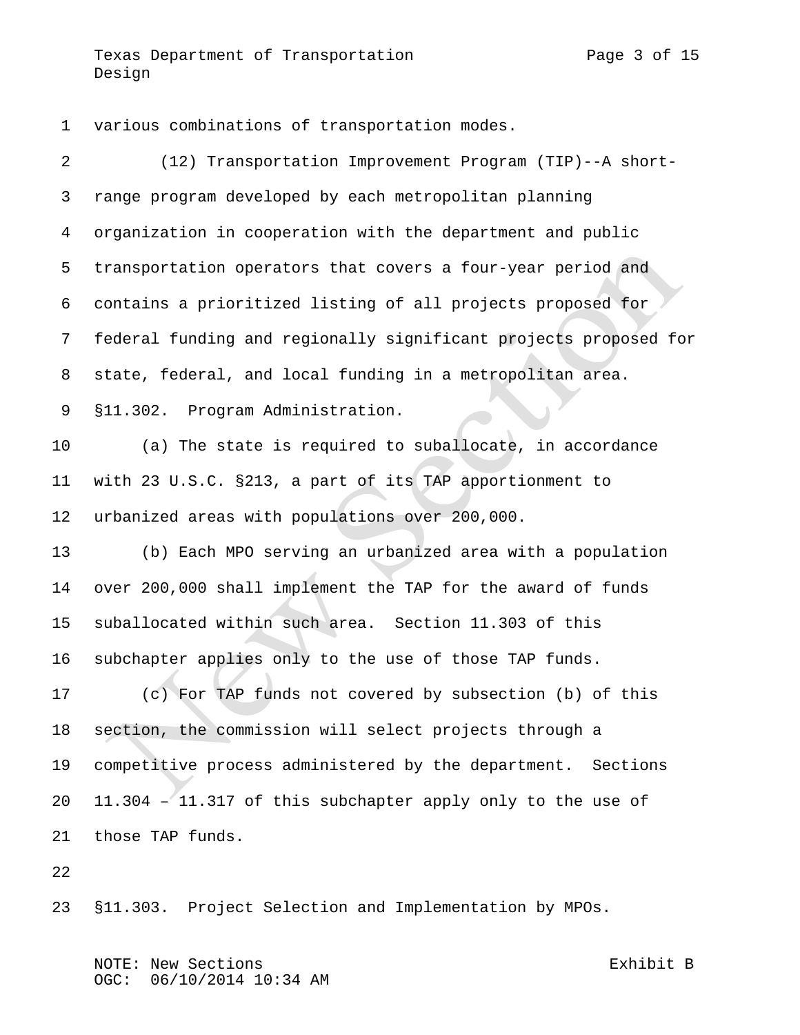various combinations of transportation modes.

(12) Transportation Improvement Program (TIP)--A short-range program developed by each metropolitan planning organization in cooperation with the department and public transportation operators that covers a four-year period and contains a prioritized listing of all projects proposed for federal funding and regionally significant projects proposed for state, federal, and local funding in a metropolitan area.

§11.302. Program Administration.

(a) The state is required to suballocate, in accordance with 23 U.S.C. §213, a part of its TAP apportionment to urbanized areas with populations over 200,000.

(b) Each MPO serving an urbanized area with a population over 200,000 shall implement the TAP for the award of funds suballocated within such area. Section 11.303 of this subchapter applies only to the use of those TAP funds.

(c) For TAP funds not covered by subsection (b) of this section, the commission will select projects through a competitive process administered by the department. Sections 11.304 – 11.317 of this subchapter apply only to the use of those TAP funds.

§11.303. Project Selection and Implementation by MPOs.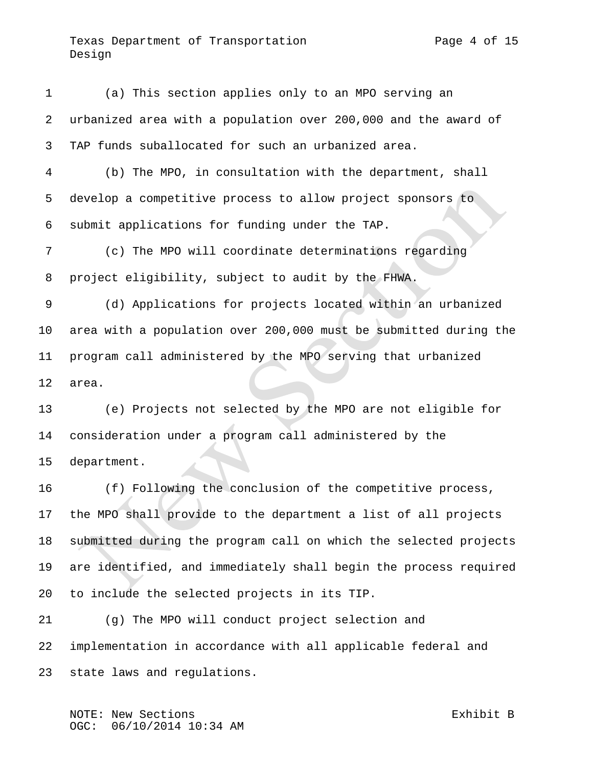(a) This section applies only to an MPO serving an urbanized area with a population over 200,000 and the award of TAP funds suballocated for such an urbanized area.

(b) The MPO, in consultation with the department, shall develop a competitive process to allow project sponsors to submit applications for funding under the TAP.

(c) The MPO will coordinate determinations regarding project eligibility, subject to audit by the FHWA.

(d) Applications for projects located within an urbanized area with a population over 200,000 must be submitted during the program call administered by the MPO serving that urbanized area.

(e) Projects not selected by the MPO are not eligible for consideration under a program call administered by the department.

(f) Following the conclusion of the competitive process, the MPO shall provide to the department a list of all projects submitted during the program call on which the selected projects are identified, and immediately shall begin the process required to include the selected projects in its TIP.

(g) The MPO will conduct project selection and implementation in accordance with all applicable federal and state laws and regulations.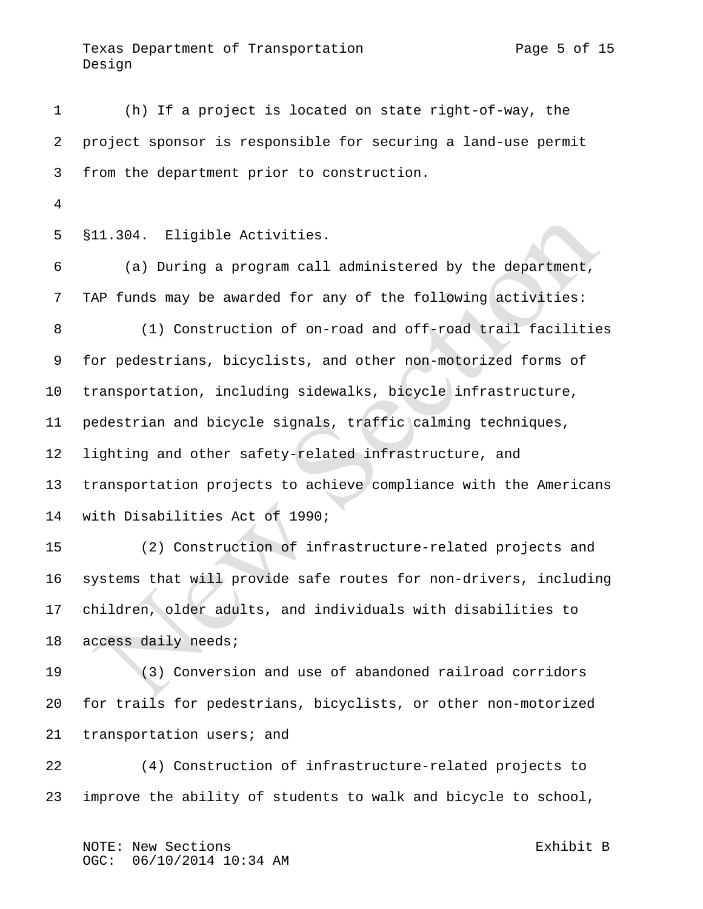(h) If a project is located on state right-of-way, the project sponsor is responsible for securing a land-use permit from the department prior to construction.

§11.304. Eligible Activities.

(a) During a program call administered by the department, TAP funds may be awarded for any of the following activities:

(1) Construction of on-road and off-road trail facilities for pedestrians, bicyclists, and other non-motorized forms of transportation, including sidewalks, bicycle infrastructure, pedestrian and bicycle signals, traffic calming techniques, lighting and other safety-related infrastructure, and transportation projects to achieve compliance with the Americans with Disabilities Act of 1990;

(2) Construction of infrastructure-related projects and systems that will provide safe routes for non-drivers, including children, older adults, and individuals with disabilities to access daily needs;

(3) Conversion and use of abandoned railroad corridors for trails for pedestrians, bicyclists, or other non-motorized transportation users; and

(4) Construction of infrastructure-related projects to improve the ability of students to walk and bicycle to school,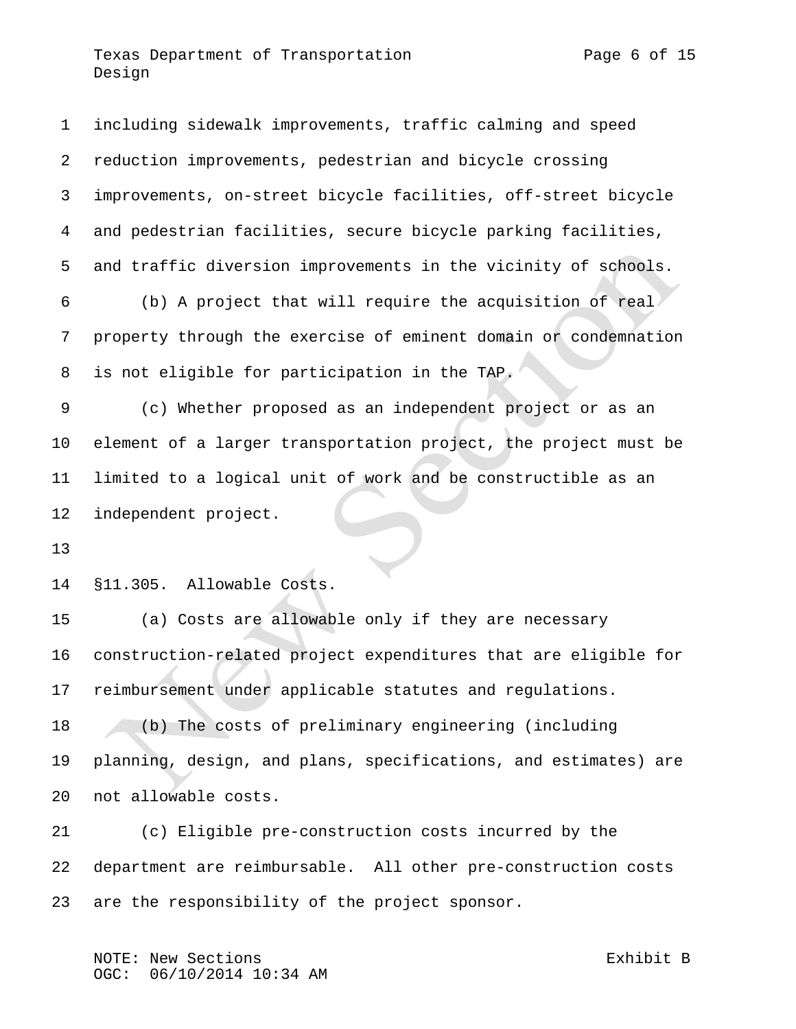including sidewalk improvements, traffic calming and speed reduction improvements, pedestrian and bicycle crossing improvements, on-street bicycle facilities, off-street bicycle and pedestrian facilities, secure bicycle parking facilities, and traffic diversion improvements in the vicinity of schools.

(b) A project that will require the acquisition of real property through the exercise of eminent domain or condemnation is not eligible for participation in the TAP.

(c) Whether proposed as an independent project or as an element of a larger transportation project, the project must be limited to a logical unit of work and be constructible as an independent project.

§11.305. Allowable Costs.

(a) Costs are allowable only if they are necessary construction-related project expenditures that are eligible for reimbursement under applicable statutes and regulations.

(b) The costs of preliminary engineering (including planning, design, and plans, specifications, and estimates) are not allowable costs.

(c) Eligible pre-construction costs incurred by the department are reimbursable. All other pre-construction costs are the responsibility of the project sponsor.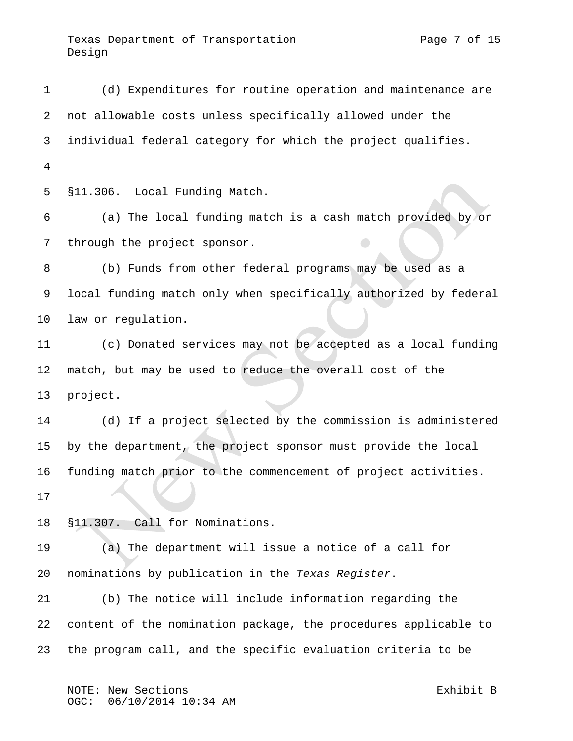(d) Expenditures for routine operation and maintenance are not allowable costs unless specifically allowed under the individual federal category for which the project qualifies.

§11.306. Local Funding Match.

(a) The local funding match is a cash match provided by or through the project sponsor.

(b) Funds from other federal programs may be used as a local funding match only when specifically authorized by federal law or regulation.

(c) Donated services may not be accepted as a local funding match, but may be used to reduce the overall cost of the project.

(d) If a project selected by the commission is administered by the department, the project sponsor must provide the local funding match prior to the commencement of project activities.

§11.307. Call for Nominations.

(a) The department will issue a notice of a call for nominations by publication in the *Texas Register*.

(b) The notice will include information regarding the content of the nomination package, the procedures applicable to the program call, and the specific evaluation criteria to be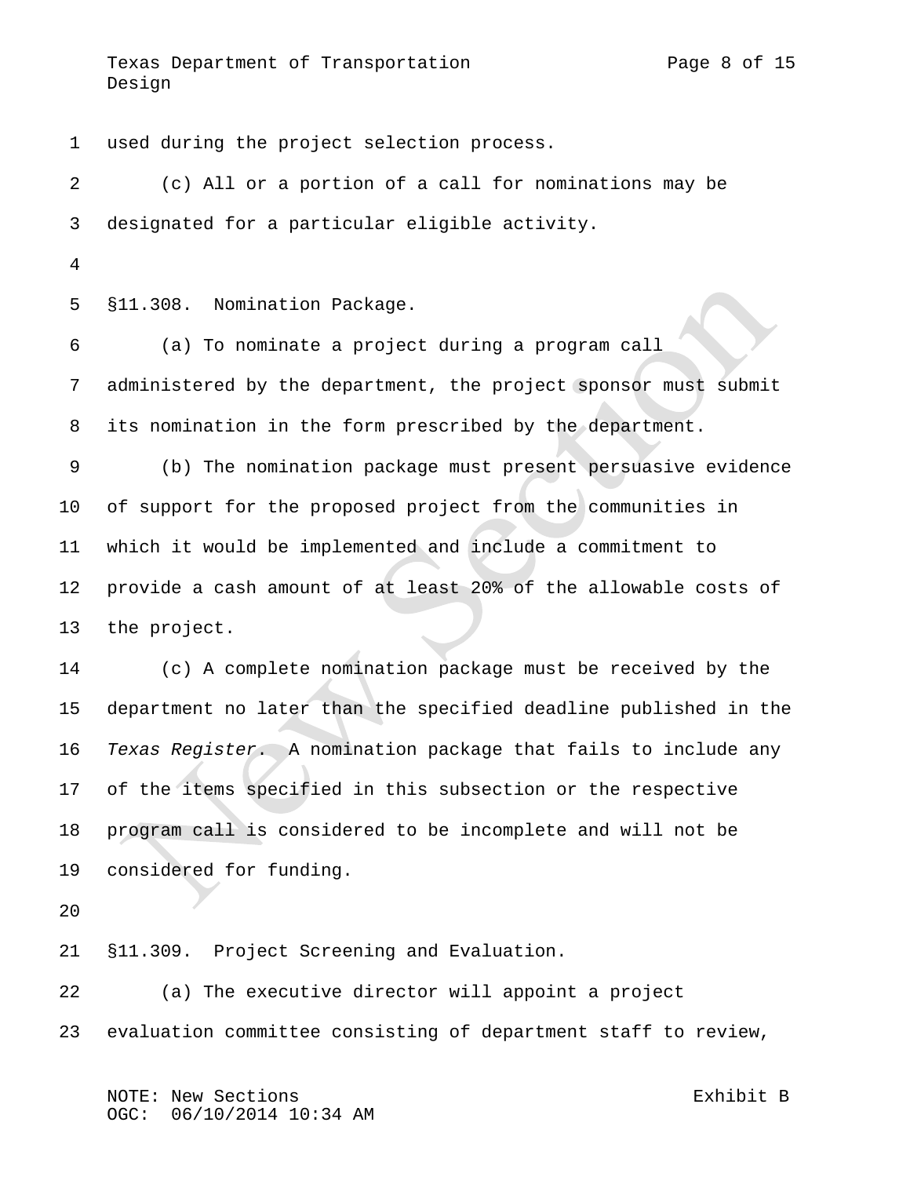used during the project selection process.

(c) All or a portion of a call for nominations may be designated for a particular eligible activity.

§11.308. Nomination Package.

(a) To nominate a project during a program call administered by the department, the project sponsor must submit its nomination in the form prescribed by the department.

(b) The nomination package must present persuasive evidence of support for the proposed project from the communities in which it would be implemented and include a commitment to provide a cash amount of at least 20% of the allowable costs of the project.

(c) A complete nomination package must be received by the department no later than the specified deadline published in the *Texas Register*. A nomination package that fails to include any of the items specified in this subsection or the respective program call is considered to be incomplete and will not be considered for funding.

§11.309. Project Screening and Evaluation.

(a) The executive director will appoint a project evaluation committee consisting of department staff to review,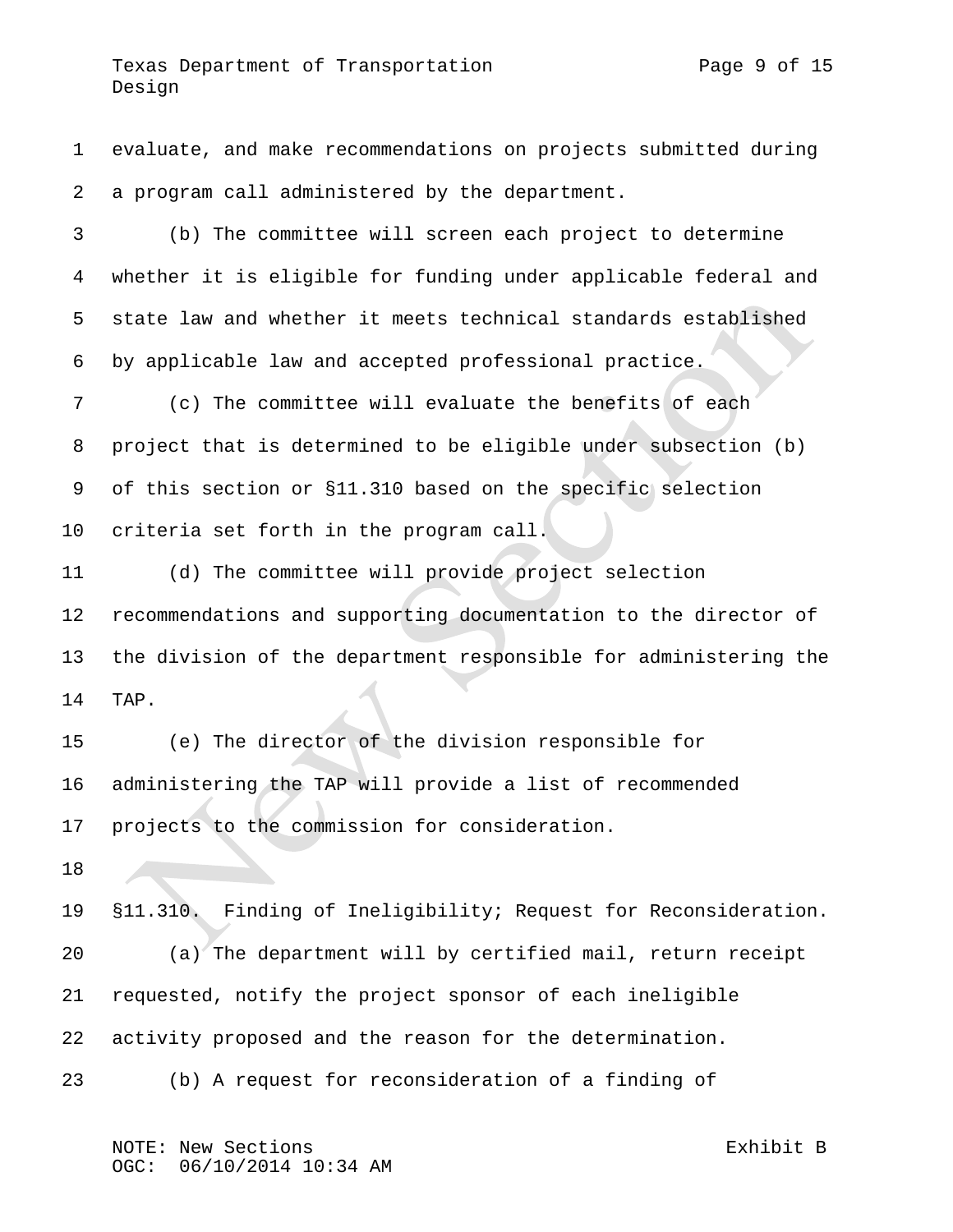evaluate, and make recommendations on projects submitted during a program call administered by the department.

(b) The committee will screen each project to determine whether it is eligible for funding under applicable federal and state law and whether it meets technical standards established by applicable law and accepted professional practice.

(c) The committee will evaluate the benefits of each project that is determined to be eligible under subsection (b) of this section or §11.310 based on the specific selection criteria set forth in the program call.

(d) The committee will provide project selection recommendations and supporting documentation to the director of the division of the department responsible for administering the TAP.

(e) The director of the division responsible for administering the TAP will provide a list of recommended projects to the commission for consideration.

§11.310. Finding of Ineligibility; Request for Reconsideration.

(a) The department will by certified mail, return receipt requested, notify the project sponsor of each ineligible activity proposed and the reason for the determination.

(b) A request for reconsideration of a finding of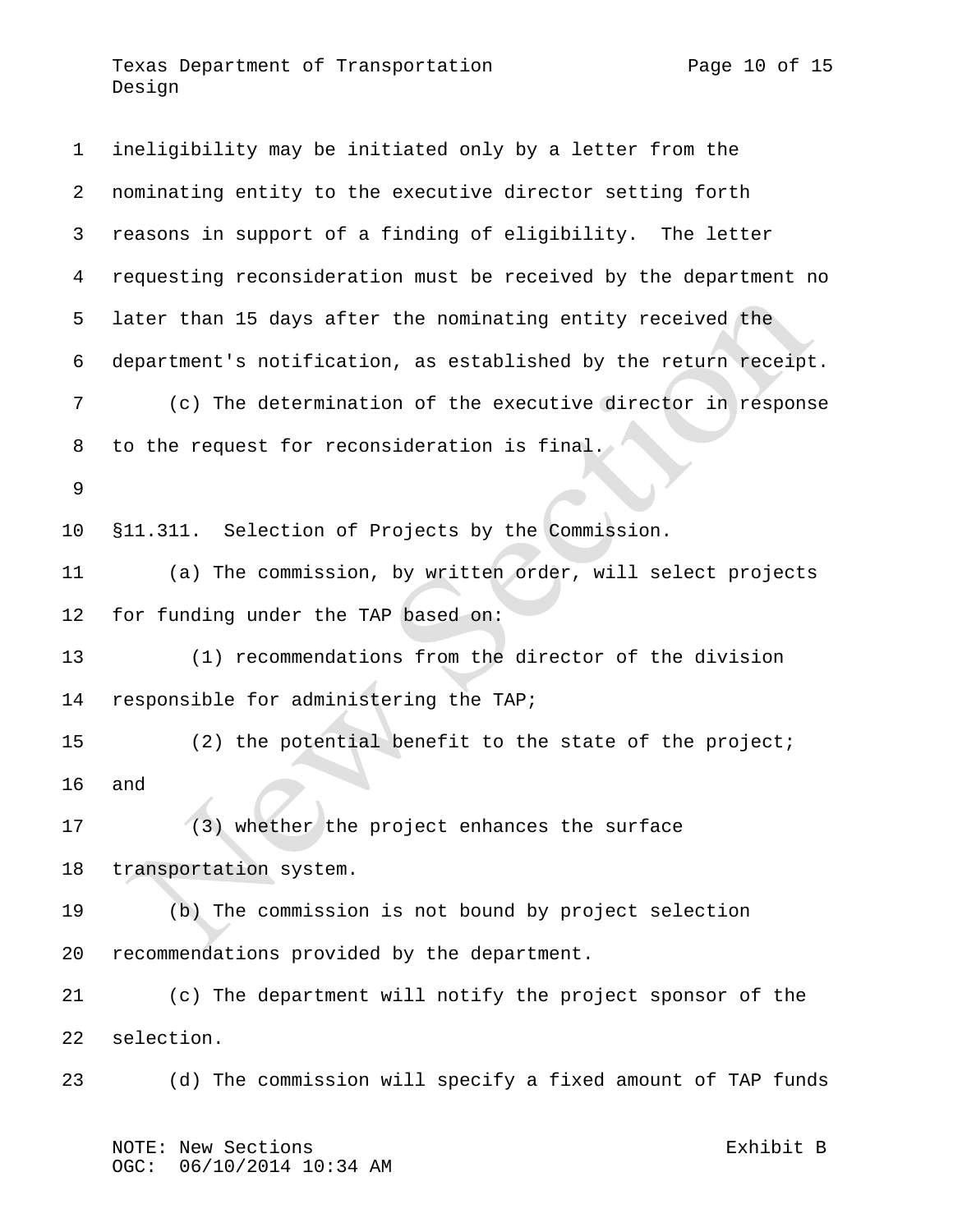ineligibility may be initiated only by a letter from the nominating entity to the executive director setting forth reasons in support of a finding of eligibility. The letter requesting reconsideration must be received by the department no later than 15 days after the nominating entity received the department's notification, as established by the return receipt.

(c) The determination of the executive director in response to the request for reconsideration is final.

§11.311. Selection of Projects by the Commission.

(a) The commission, by written order, will select projects for funding under the TAP based on:

(1) recommendations from the director of the division responsible for administering the TAP;

(2) the potential benefit to the state of the project; and

(3) whether the project enhances the surface transportation system.

(b) The commission is not bound by project selection recommendations provided by the department.

(c) The department will notify the project sponsor of the selection.

(d) The commission will specify a fixed amount of TAP funds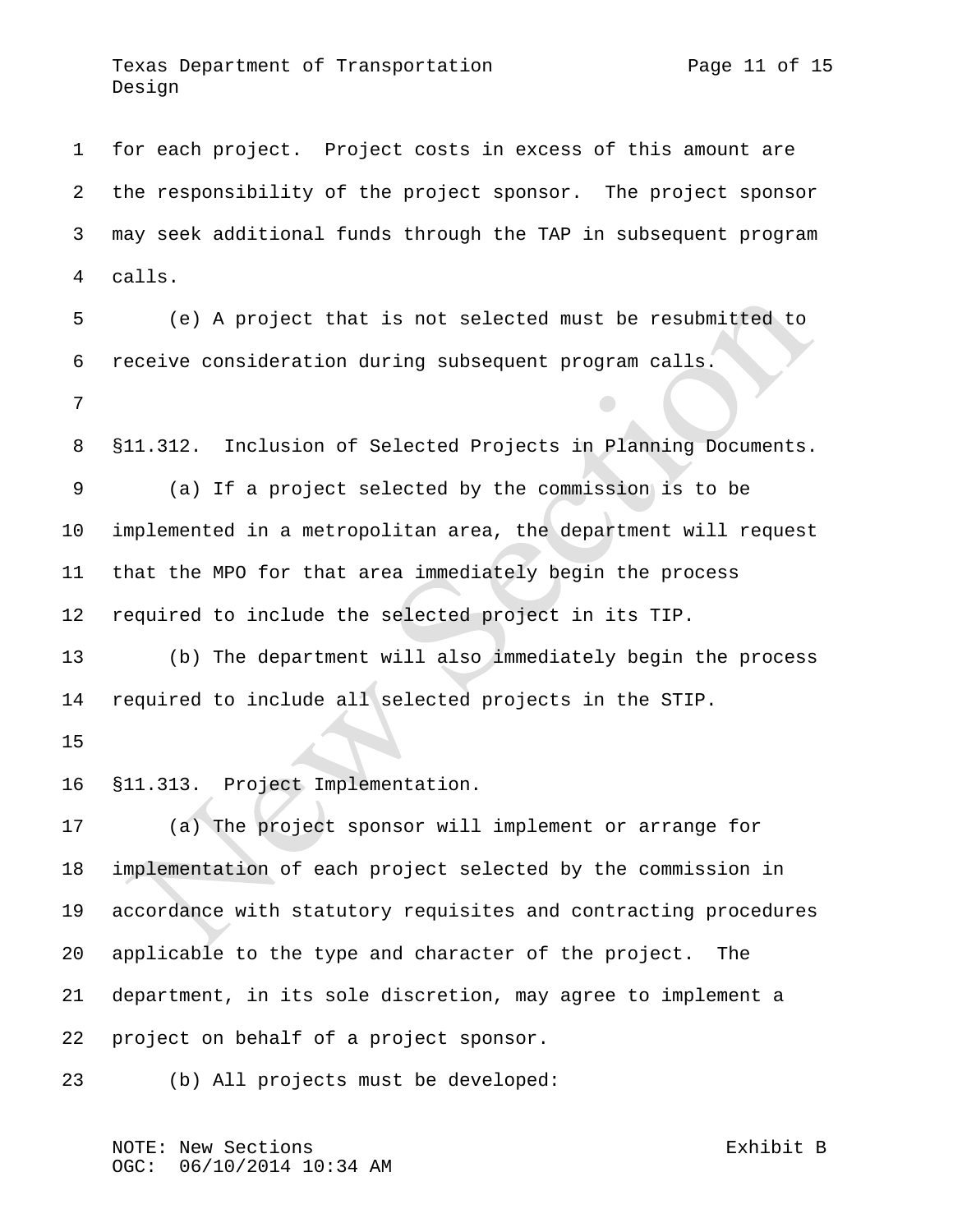for each project. Project costs in excess of this amount are the responsibility of the project sponsor. The project sponsor may seek additional funds through the TAP in subsequent program calls.

(e) A project that is not selected must be resubmitted to receive consideration during subsequent program calls.

§11.312. Inclusion of Selected Projects in Planning Documents.

(a) If a project selected by the commission is to be implemented in a metropolitan area, the department will request that the MPO for that area immediately begin the process required to include the selected project in its TIP.

(b) The department will also immediately begin the process required to include all selected projects in the STIP.

§11.313. Project Implementation.

(a) The project sponsor will implement or arrange for implementation of each project selected by the commission in accordance with statutory requisites and contracting procedures applicable to the type and character of the project. The department, in its sole discretion, may agree to implement a project on behalf of a project sponsor.

(b) All projects must be developed: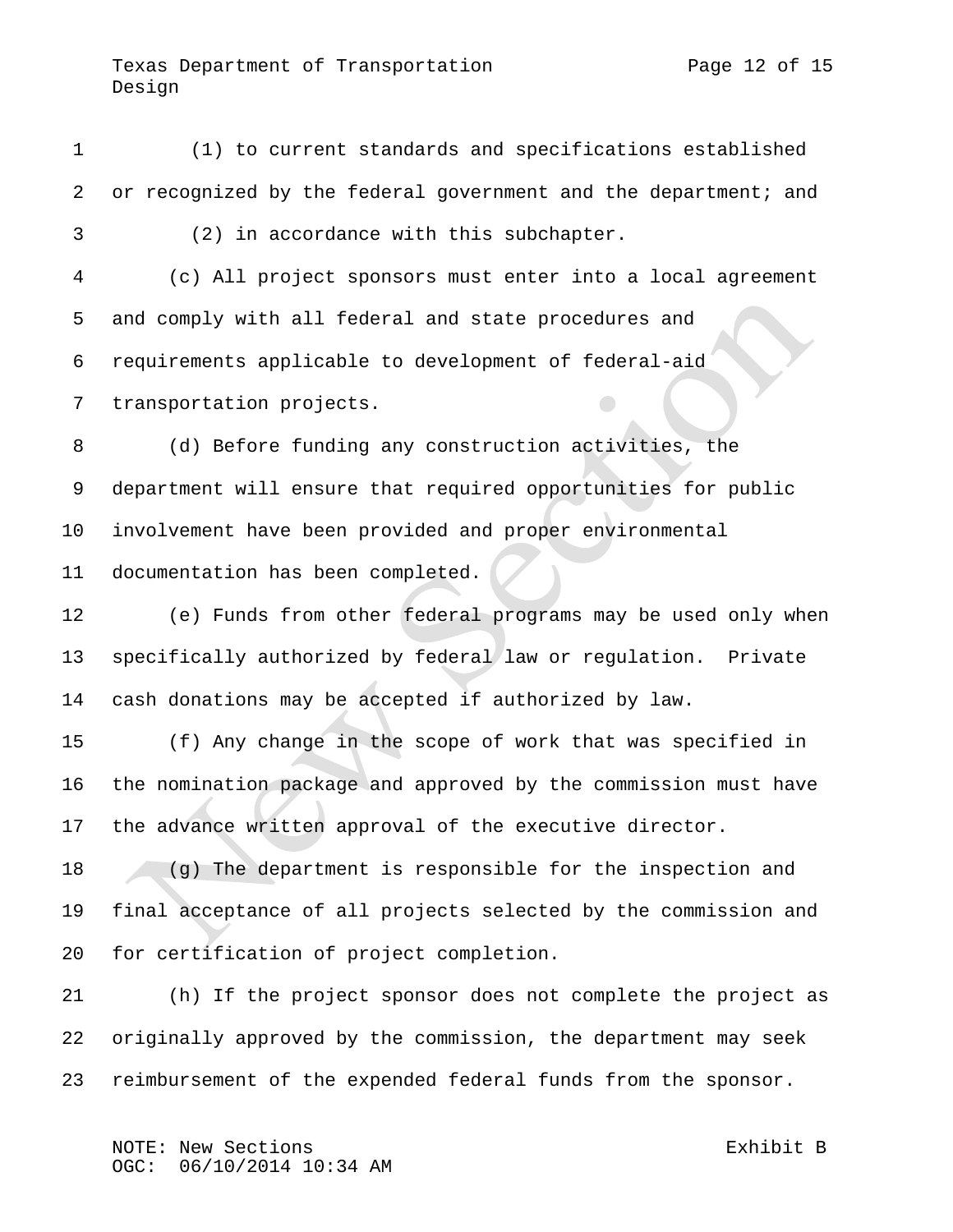(1) to current standards and specifications established or recognized by the federal government and the department; and

(2) in accordance with this subchapter.

(c) All project sponsors must enter into a local agreement and comply with all federal and state procedures and requirements applicable to development of federal-aid transportation projects.

(d) Before funding any construction activities, the department will ensure that required opportunities for public involvement have been provided and proper environmental documentation has been completed.

(e) Funds from other federal programs may be used only when specifically authorized by federal law or regulation. Private cash donations may be accepted if authorized by law.

(f) Any change in the scope of work that was specified in the nomination package and approved by the commission must have the advance written approval of the executive director.

(g) The department is responsible for the inspection and final acceptance of all projects selected by the commission and for certification of project completion.

(h) If the project sponsor does not complete the project as originally approved by the commission, the department may seek reimbursement of the expended federal funds from the sponsor.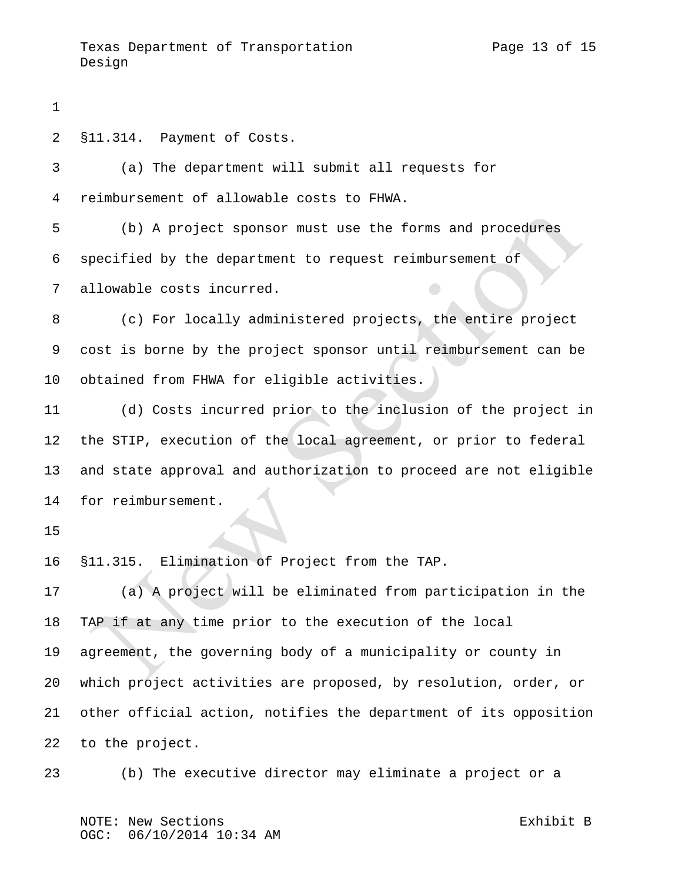§11.314. Payment of Costs.

(a) The department will submit all requests for reimbursement of allowable costs to FHWA.

(b) A project sponsor must use the forms and procedures specified by the department to request reimbursement of allowable costs incurred.

(c) For locally administered projects, the entire project cost is borne by the project sponsor until reimbursement can be obtained from FHWA for eligible activities.

(d) Costs incurred prior to the inclusion of the project in the STIP, execution of the local agreement, or prior to federal and state approval and authorization to proceed are not eligible for reimbursement.

§11.315. Elimination of Project from the TAP.

(a) A project will be eliminated from participation in the TAP if at any time prior to the execution of the local agreement, the governing body of a municipality or county in which project activities are proposed, by resolution, order, or other official action, notifies the department of its opposition to the project.

(b) The executive director may eliminate a project or a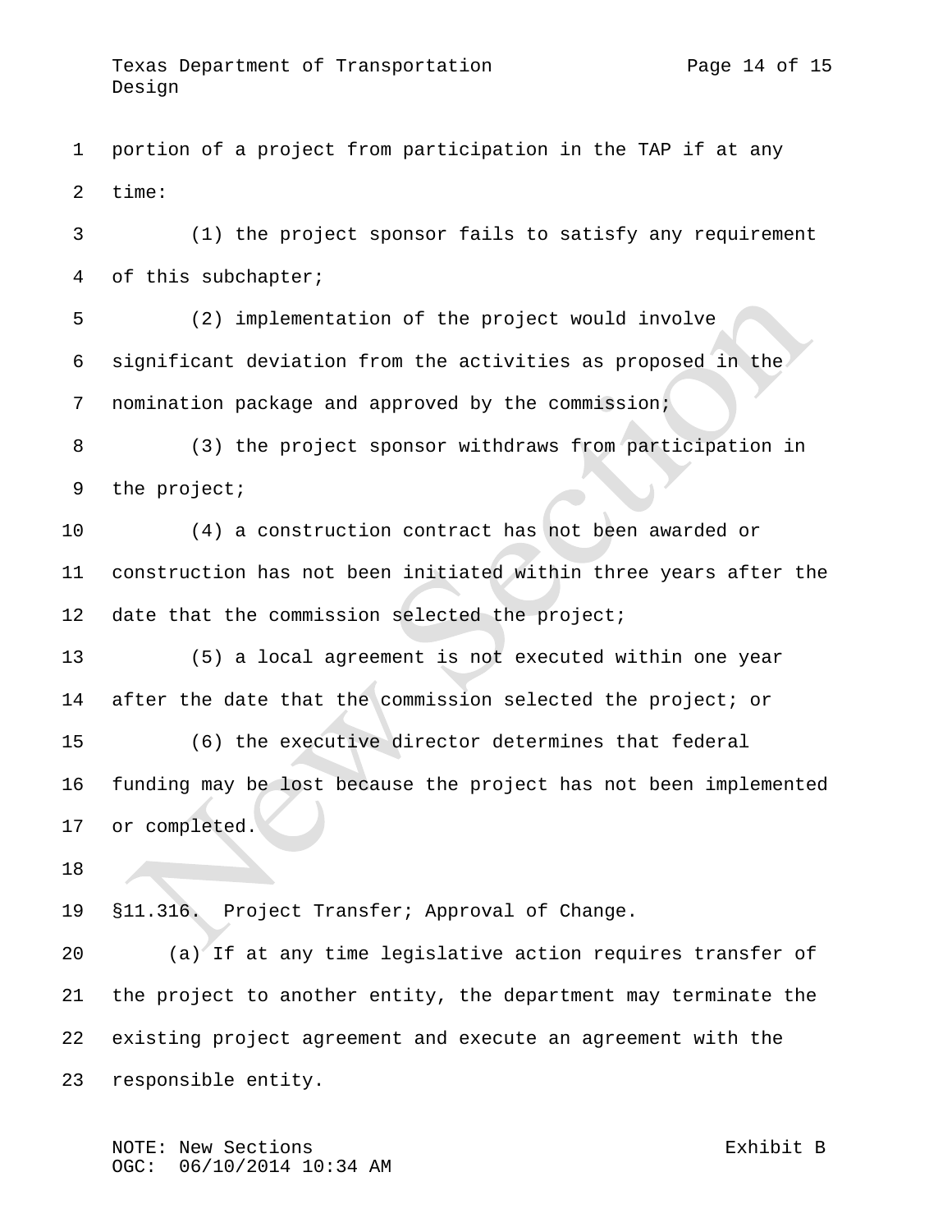portion of a project from participation in the TAP if at any time:

(1) the project sponsor fails to satisfy any requirement of this subchapter;

(2) implementation of the project would involve significant deviation from the activities as proposed in the nomination package and approved by the commission;

(3) the project sponsor withdraws from participation in the project;

(4) a construction contract has not been awarded or construction has not been initiated within three years after the date that the commission selected the project;

(5) a local agreement is not executed within one year after the date that the commission selected the project; or

(6) the executive director determines that federal funding may be lost because the project has not been implemented or completed.

§11.316. Project Transfer; Approval of Change.

(a) If at any time legislative action requires transfer of the project to another entity, the department may terminate the existing project agreement and execute an agreement with the responsible entity.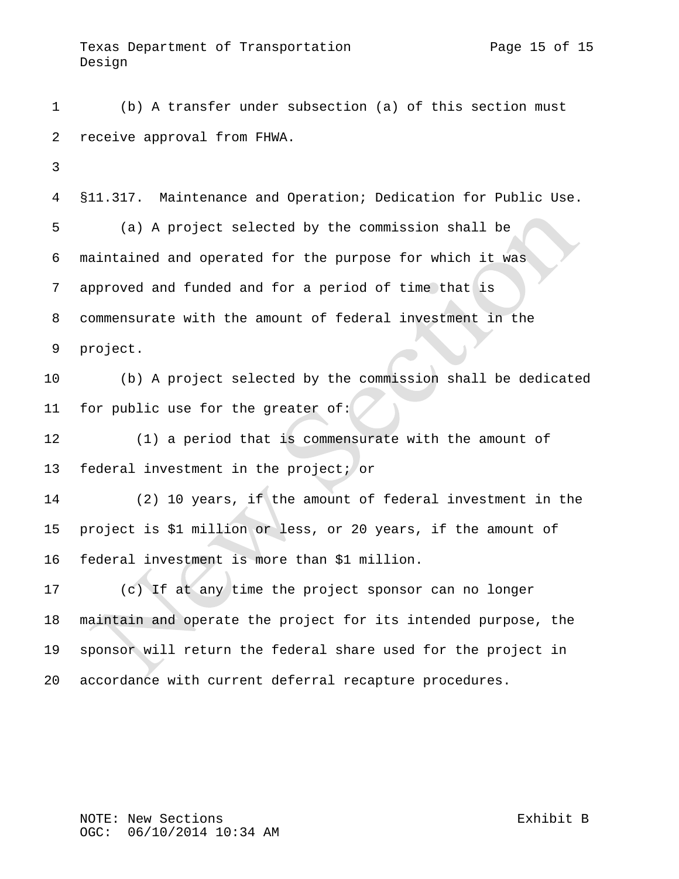(b) A transfer under subsection (a) of this section must receive approval from FHWA.

§11.317. Maintenance and Operation; Dedication for Public Use.

(a) A project selected by the commission shall be maintained and operated for the purpose for which it was approved and funded and for a period of time that is commensurate with the amount of federal investment in the project.

(b) A project selected by the commission shall be dedicated for public use for the greater of:

(1) a period that is commensurate with the amount of federal investment in the project; or

(2) 10 years, if the amount of federal investment in the project is $1 million or less, or 20 years, if the amount of federal investment is more than $1 million.

(c) If at any time the project sponsor can no longer maintain and operate the project for its intended purpose, the sponsor will return the federal share used for the project in accordance with current deferral recapture procedures.